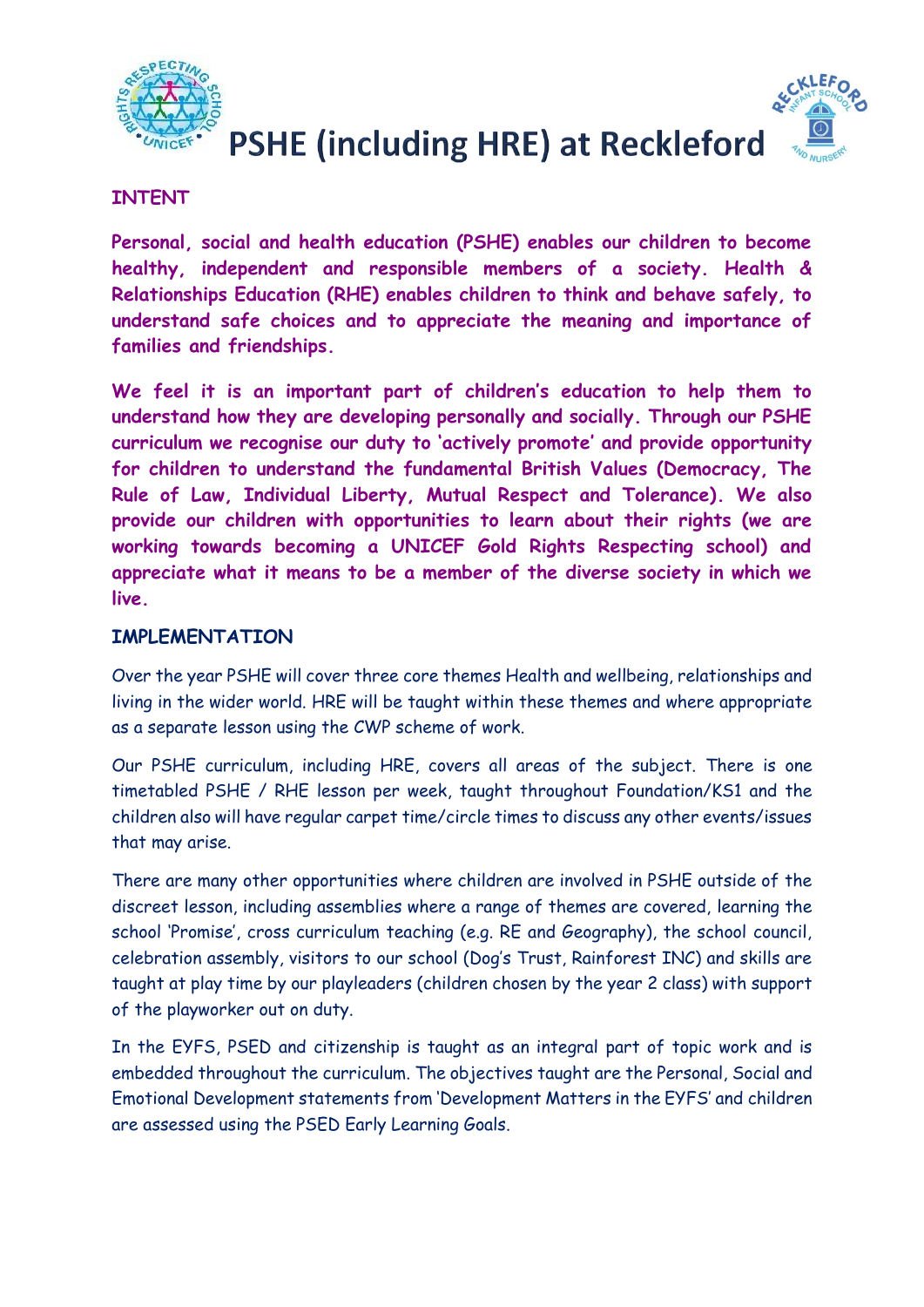# PSHE (including HRE) at Reckleford

## INTENT

**Personal, social and health education (PSHE) enables our children to become healthy, independent and responsible members of a society. Health & Relationships Education (RHE) enables children to think and behave safely, to understand safe choices and to appreciate the meaning and importance of families and friendships.**

**We feel it is an important part of children's education to help them to understand how they are developing personally and socially. Through our PSHE curriculum we recognise our duty to 'actively promote' and provide opportunity for children to understand the fundamental British Values (Democracy, The Rule of Law, Individual Liberty, Mutual Respect and Tolerance). We also provide our children with opportunities to learn about their rights (we are working towards becoming a UNICEF Gold Rights Respecting school) and appreciate what it means to be a member of the diverse society in which we live.**

## IMPLEMENTATION

Over the year PSHE will cover three core themes Health and wellbeing, relationships and living in the wider world. HRE will be taught within these themes and where appropriate as a separate lesson using the CWP scheme of work.

Our PSHE curriculum, including HRE, covers all areas of the subject. There is one timetabled PSHE / RHE lesson per week, taught throughout Foundation/KS1 and the children also will have regular carpet time/circle times to discuss any other events/issues that may arise.

There are many other opportunities where children are involved in PSHE outside of the discreet lesson, including assemblies where a range of themes are covered, learning the school 'Promise', cross curriculum teaching (e.g. RE and Geography), the school council, celebration assembly, visitors to our school (Dog's Trust, Rainforest INC) and skills are taught at play time by our playleaders (children chosen by the year 2 class) with support of the playworker out on duty.

In the EYFS, PSED and citizenship is taught as an integral part of topic work and is embedded throughout the curriculum. The objectives taught are the Personal, Social and Emotional Development statements from 'Development Matters in the EYFS' and children are assessed using the PSED Early Learning Goals.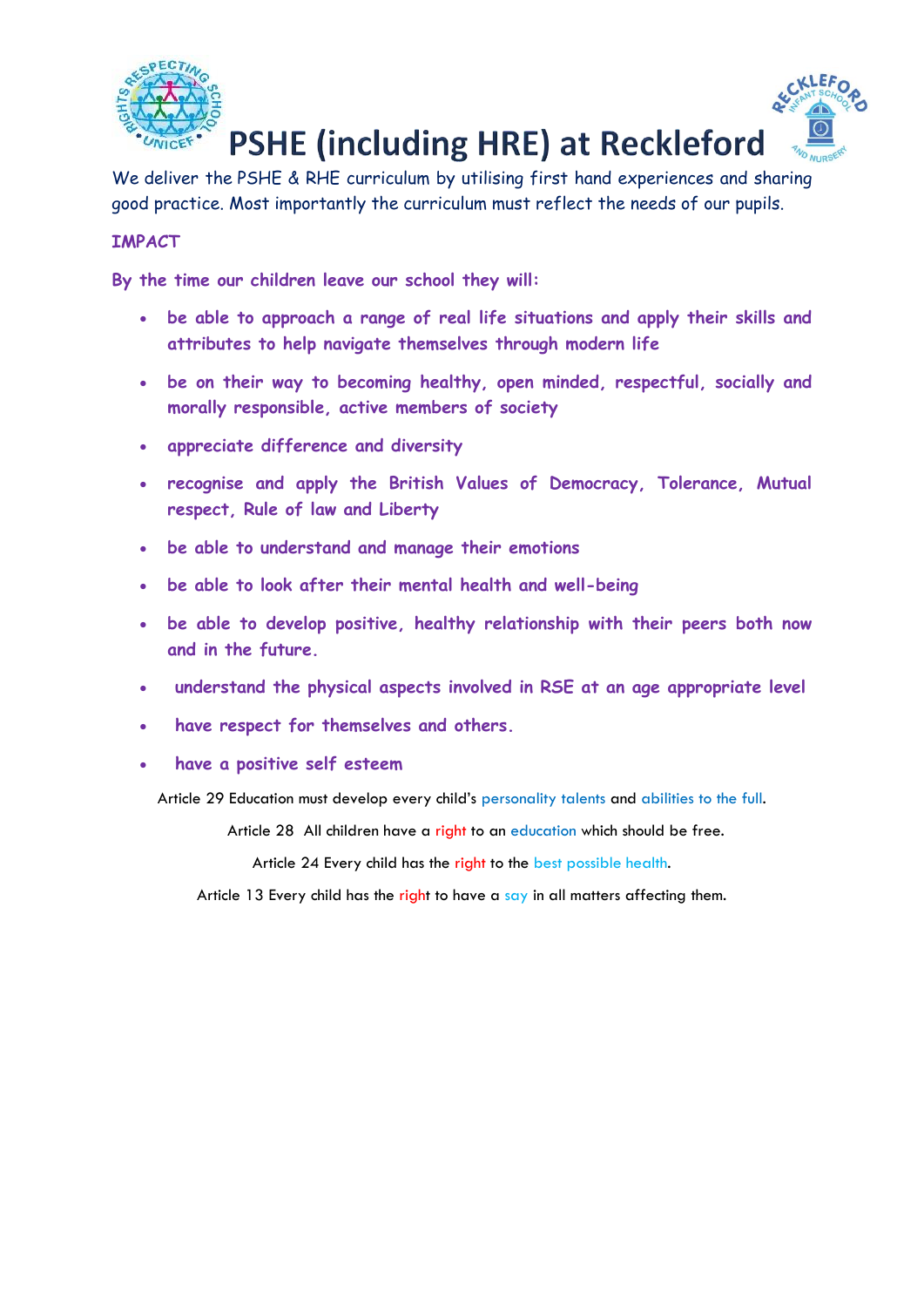# PSHE (including HRE) at Reckleford

We deliver the PSHE & RHE curriculum by utilising first hand experiences and sharing good practice. Most importantly the curriculum must reflect the needs of our pupils.

**IMPACT**

**By the time our children leave our school they will:**

- **be able to approach a range of real life situations and apply their skills and attributes to help navigate themselves through modern life**
- **be on their way to becoming healthy, open minded, respectful, socially and morally responsible, active members of society**
- **appreciate difference and diversity**
- **recognise and apply the British Values of Democracy, Tolerance, Mutual respect, Rule of law and Liberty**
- **be able to understand and manage their emotions**
- **be able to look after their mental health and well-being**
- **be able to develop positive, healthy relationship with their peers both now and in the future.**
- **understand the physical aspects involved in RSE at an age appropriate level**
- **have respect for themselves and others.**
- **have a positive self esteem**

Article 29 Education must develop every child's personality talents and abilities to the full.

Article 28 All children have a right to an education which should be free.

Article 24 Every child has the right to the best possible health.

Article 13 Every child has the right to have a say in all matters affecting them.